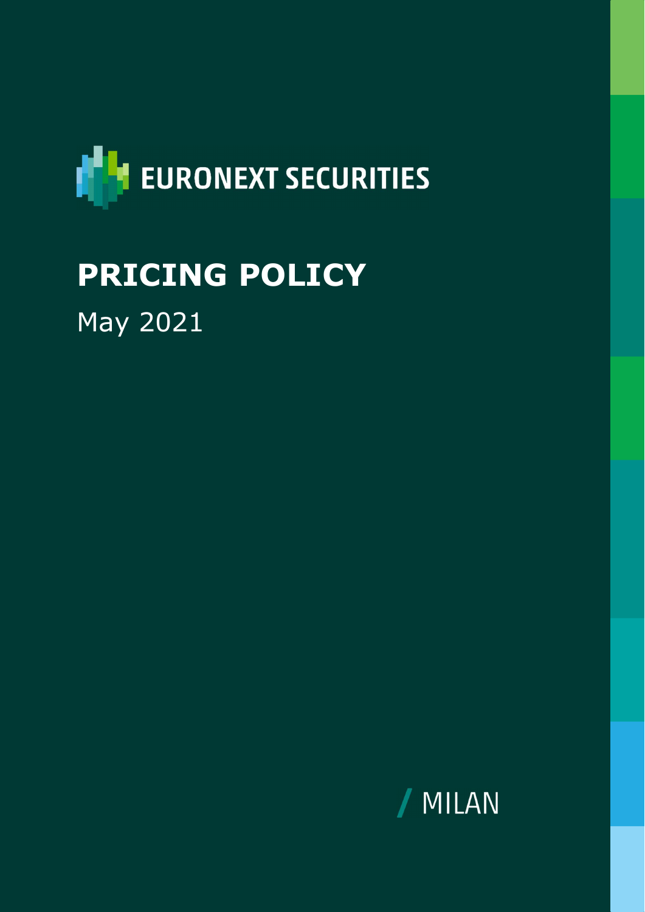EURONEXT SECURITIES

# PRICING POLICY

May 2021

/ MILAN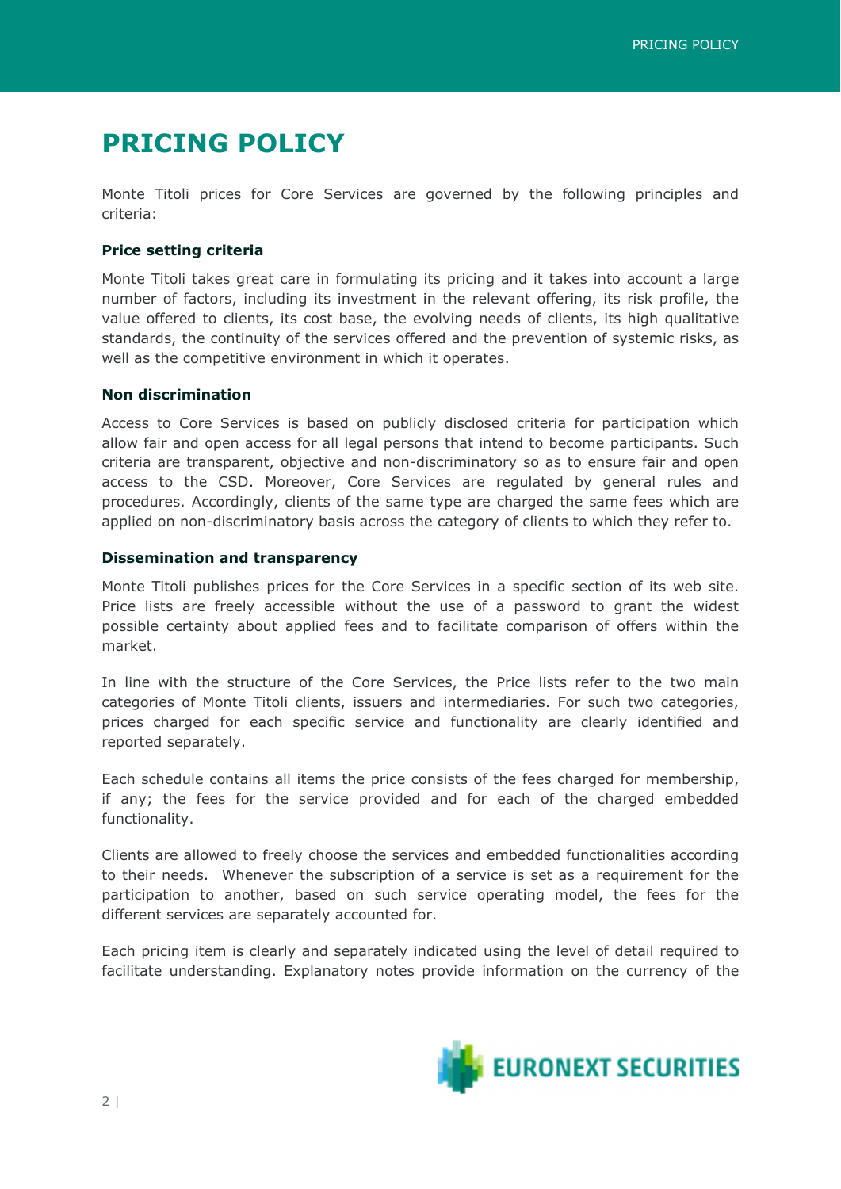# PRICING POLICY

Monte Titoli prices for Core Services are governed by the following principles and criteria:

**Price setting criteria**

Monte Titoli takes great care in formulating its pricing and it takes into account a large number of factors, including its investment in the relevant offering, its risk profile, the value offered to clients, its cost base, the evolving needs of clients, its high qualitative standards, the continuity of the services offered and the prevention of systemic risks, as well as the competitive environment in which it operates.

**Non discrimination**

Access to Core Services is based on publicly disclosed criteria for participation which allow fair and open access for all legal persons that intend to become participants. Such criteria are transparent, objective and non-discriminatory so as to ensure fair and open access to the CSD. Moreover, Core Services are regulated by general rules and procedures. Accordingly, clients of the same type are charged the same fees which are applied on non-discriminatory basis across the category of clients to which they refer to.

**Dissemination and transparency**

Monte Titoli publishes prices for the Core Services in a specific section of its web site. Price lists are freely accessible without the use of a password to grant the widest possible certainty about applied fees and to facilitate comparison of offers within the market.

In line with the structure of the Core Services, the Price lists refer to the two main categories of Monte Titoli clients, issuers and intermediaries. For such two categories, prices charged for each specific service and functionality are clearly identified and reported separately.

Each schedule contains all items the price consists of the fees charged for membership, if any; the fees for the service provided and for each of the charged embedded functionality.

Clients are allowed to freely choose the services and embedded functionalities according to their needs. Whenever the subscription of a service is set as a requirement for the participation to another, based on such service operating model, the fees for the different services are separately accounted for.

Each pricing item is clearly and separately indicated using the level of detail required to facilitate understanding. Explanatory notes provide information on the currency of the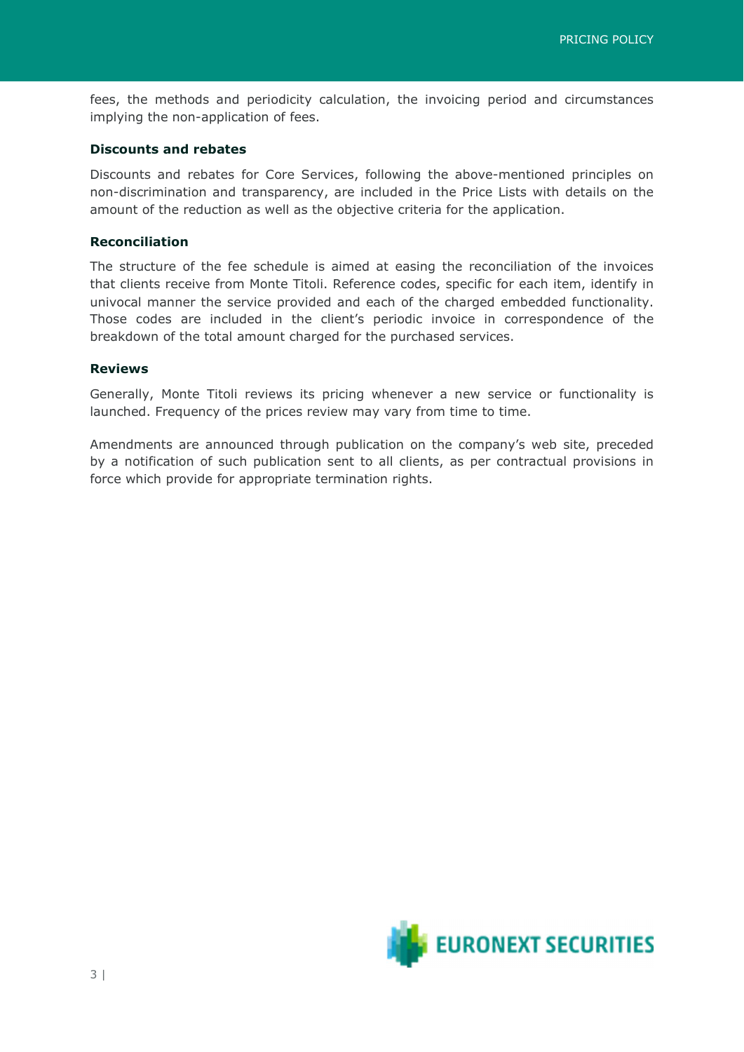fees, the methods and periodicity calculation, the invoicing period and circumstances implying the non-application of fees.

### Discounts and rebates

Discounts and rebates for Core Services, following the above-mentioned principles on non-discrimination and transparency, are included in the Price Lists with details on the amount of the reduction as well as the objective criteria for the application.

### Reconciliation

The structure of the fee schedule is aimed at easing the reconciliation of the invoices that clients receive from Monte Titoli. Reference codes, specific for each item, identify in univocal manner the service provided and each of the charged embedded functionality. Those codes are included in the client's periodic invoice in correspondence of the breakdown of the total amount charged for the purchased services.

### Reviews

Generally, Monte Titoli reviews its pricing whenever a new service or functionality is launched. Frequency of the prices review may vary from time to time.

Amendments are announced through publication on the company's web site, preceded by a notification of such publication sent to all clients, as per contractual provisions in force which provide for appropriate termination rights.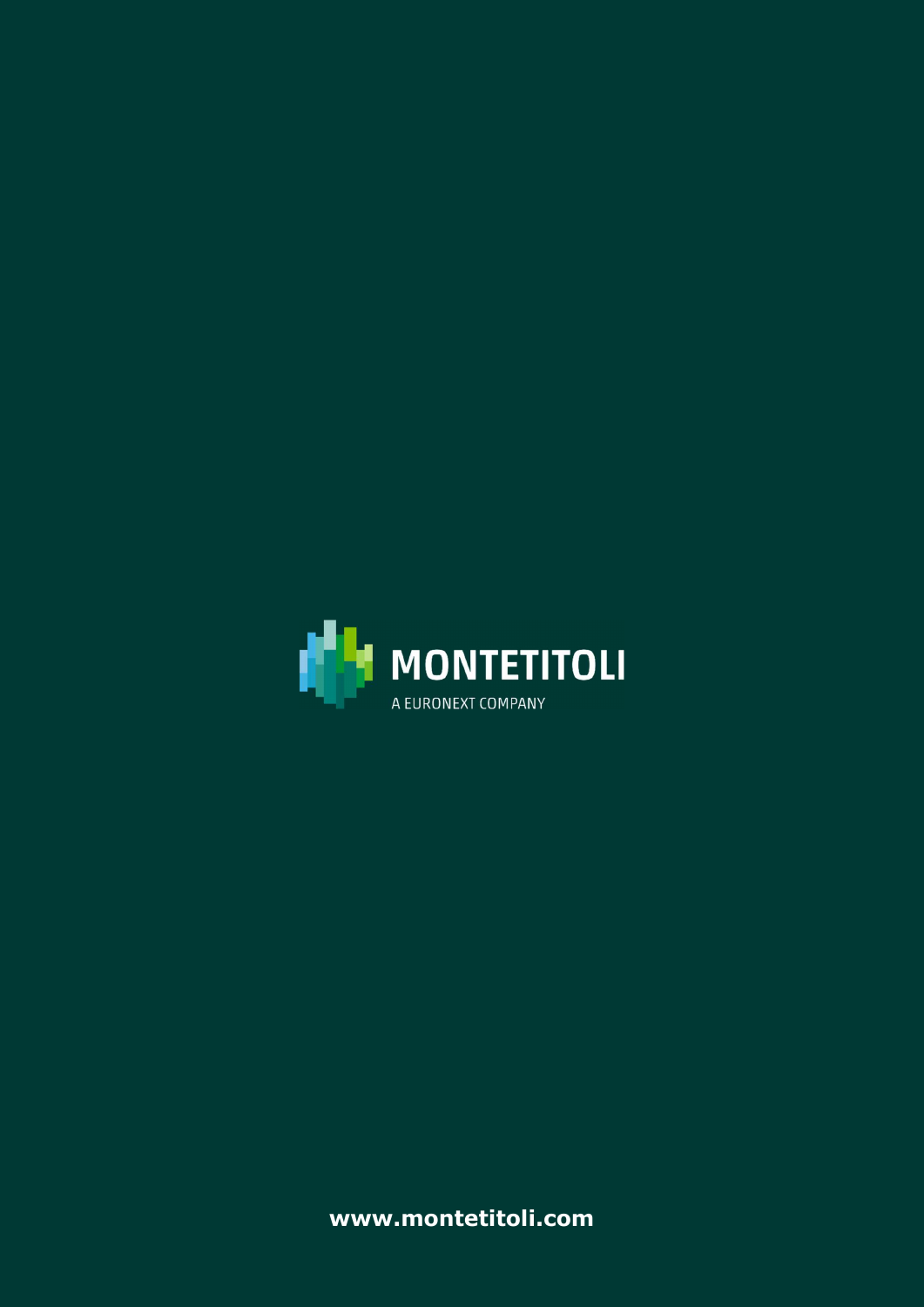MONTETITOLI

A EURONEXT COMPANY

**www.montetitoli.com**